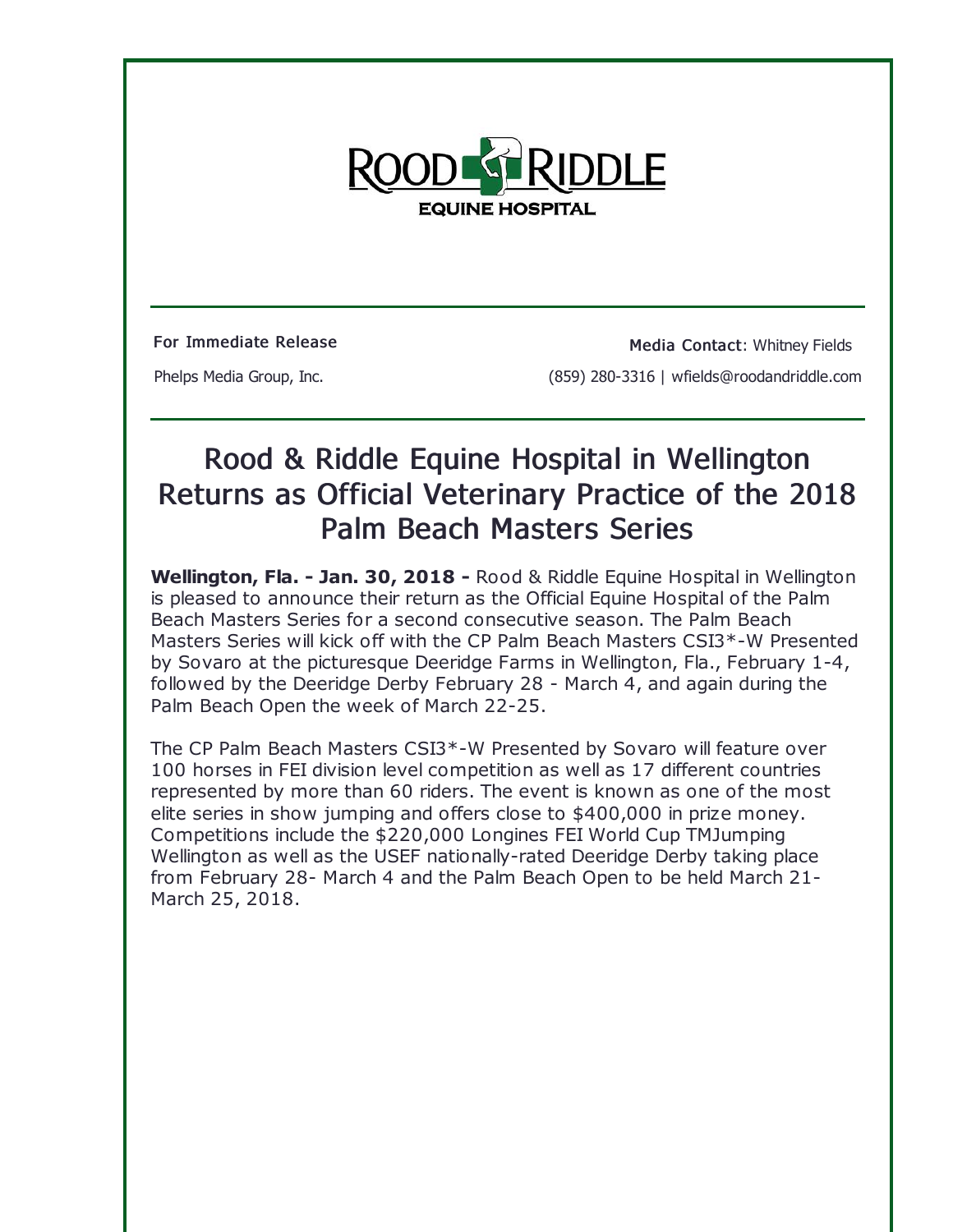ROOD & RIDDLE
EQUINE HOSPITAL

**For Immediate Release**

Phelps Media Group, Inc.

**Media Contact**: Whitney Fields

(859) 280-3316 | wfields@roodandriddle.com

# Rood & Riddle Equine Hospital in Wellington Returns as Official Veterinary Practice of the 2018 Palm Beach Masters Series

**Wellington, Fla. - Jan. 30, 2018 -** Rood & Riddle Equine Hospital in Wellington is pleased to announce their return as the Official Equine Hospital of the Palm Beach Masters Series for a second consecutive season. The Palm Beach Masters Series will kick off with the CP Palm Beach Masters CSI3*-W Presented by Sovaro at the picturesque Deeridge Farms in Wellington, Fla., February 1-4, followed by the Deeridge Derby February 28 - March 4, and again during the Palm Beach Open the week of March 22-25.

The CP Palm Beach Masters CSI3*-W Presented by Sovaro will feature over 100 horses in FEI division level competition as well as 17 different countries represented by more than 60 riders. The event is known as one of the most elite series in show jumping and offers close to $400,000 in prize money. Competitions include the $220,000 Longines FEI World Cup TMJumping Wellington as well as the USEF nationally-rated Deeridge Derby taking place from February 28- March 4 and the Palm Beach Open to be held March 21-March 25, 2018.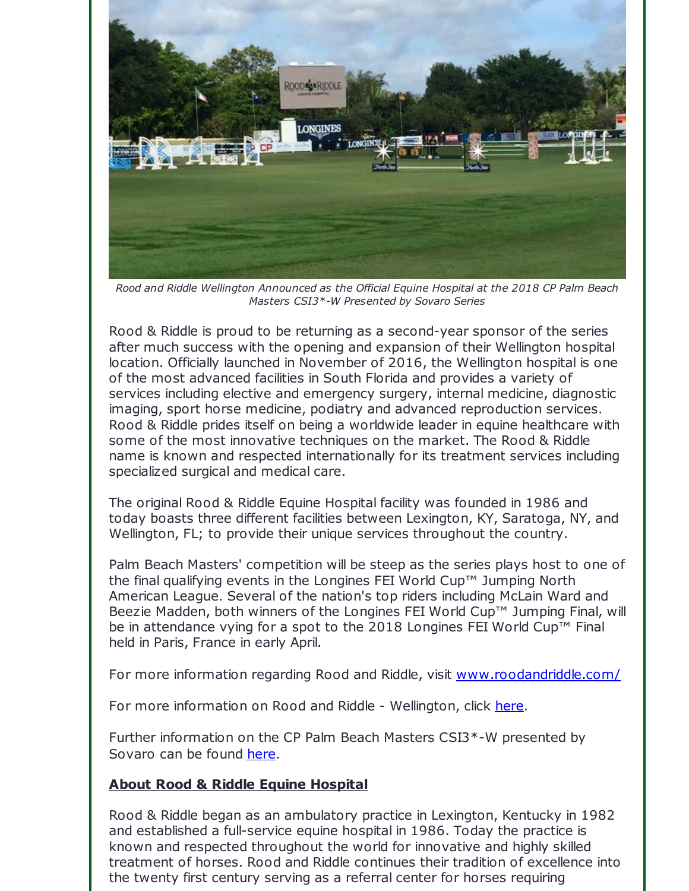*Rood and Riddle Wellington Announced as the Official Equine Hospital at the 2018 CP Palm Beach Masters CSI3*-W Presented by Sovaro Series*

Rood & Riddle is proud to be returning as a second-year sponsor of the series after much success with the opening and expansion of their Wellington hospital location. Officially launched in November of 2016, the Wellington hospital is one of the most advanced facilities in South Florida and provides a variety of services including elective and emergency surgery, internal medicine, diagnostic imaging, sport horse medicine, podiatry and advanced reproduction services. Rood & Riddle prides itself on being a worldwide leader in equine healthcare with some of the most innovative techniques on the market. The Rood & Riddle name is known and respected internationally for its treatment services including specialized surgical and medical care.

The original Rood & Riddle Equine Hospital facility was founded in 1986 and today boasts three different facilities between Lexington, KY, Saratoga, NY, and Wellington, FL; to provide their unique services throughout the country.

Palm Beach Masters' competition will be steep as the series plays host to one of the final qualifying events in the Longines FEI World Cup™ Jumping North American League. Several of the nation's top riders including McLain Ward and Beezie Madden, both winners of the Longines FEI World Cup™ Jumping Final, will be in attendance vying for a spot to the 2018 Longines FEI World Cup™ Final held in Paris, France in early April.

For more information regarding Rood and Riddle, visit [www.roodandriddle.com/](www.roodandriddle.com/)

For more information on Rood and Riddle - Wellington, click here.

Further information on the CP Palm Beach Masters CSI3*-W presented by Sovaro can be found here.

## About Rood & Riddle Equine Hospital

Rood & Riddle began as an ambulatory practice in Lexington, Kentucky in 1982 and established a full-service equine hospital in 1986. Today the practice is known and respected throughout the world for innovative and highly skilled treatment of horses. Rood and Riddle continues their tradition of excellence into the twenty first century serving as a referral center for horses requiring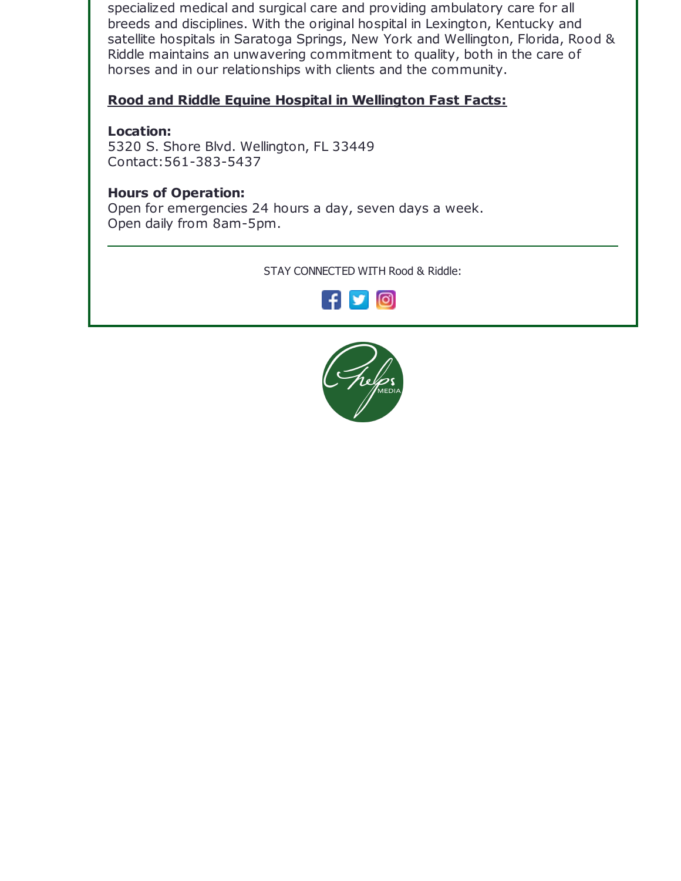specialized medical and surgical care and providing ambulatory care for all breeds and disciplines. With the original hospital in Lexington, Kentucky and satellite hospitals in Saratoga Springs, New York and Wellington, Florida, Rood & Riddle maintains an unwavering commitment to quality, both in the care of horses and in our relationships with clients and the community.

**Rood and Riddle Equine Hospital in Wellington Fast Facts:**

**Location:**
5320 S. Shore Blvd. Wellington, FL 33449
Contact:561-383-5437

**Hours of Operation:**
Open for emergencies 24 hours a day, seven days a week.
Open daily from 8am-5pm.

---

STAY CONNECTED WITH Rood & Riddle: